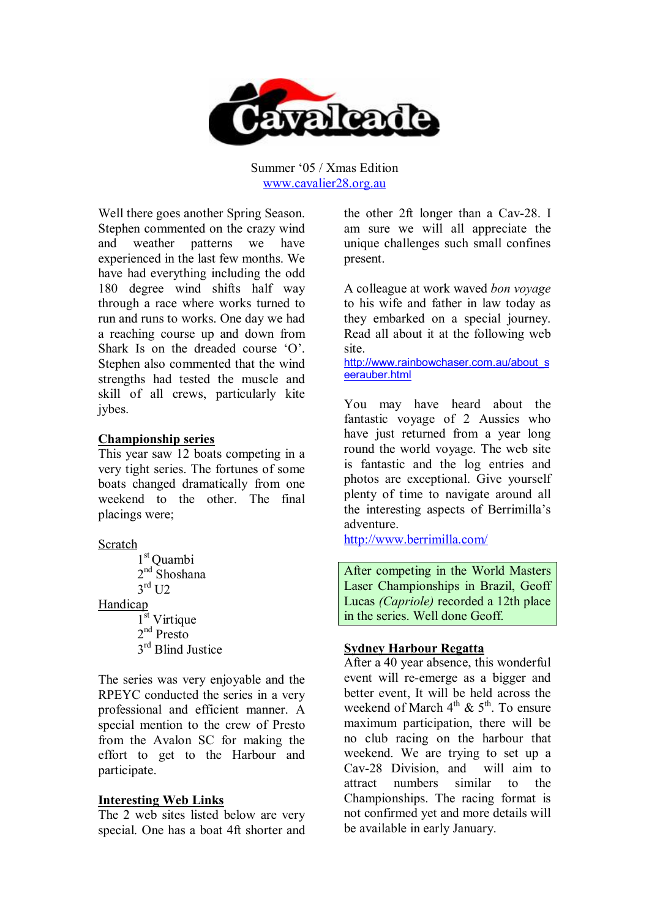# Cavalcade

Summer '05 / Xmas Edition
www.cavalier28.org.au

Well there goes another Spring Season. Stephen commented on the crazy wind and weather patterns we have experienced in the last few months. We have had everything including the odd 180 degree wind shifts half way through a race where works turned to run and runs to works. One day we had a reaching course up and down from Shark Is on the dreaded course 'O'. Stephen also commented that the wind strengths had tested the muscle and skill of all crews, particularly kite jybes.

## Championship series

This year saw 12 boats competing in a very tight series. The fortunes of some boats changed dramatically from one weekend to the other. The final placings were;

Scratch

- 1st Quambi
- 2nd Shoshana
- 3rd U2

Handicap

- 1st Virtique
- 2nd Presto
- 3rd Blind Justice

The series was very enjoyable and the RPEYC conducted the series in a very professional and efficient manner. A special mention to the crew of Presto from the Avalon SC for making the effort to get to the Harbour and participate.

## Interesting Web Links

The 2 web sites listed below are very special. One has a boat 4ft shorter and the other 2ft longer than a Cav-28. I am sure we will all appreciate the unique challenges such small confines present.

A colleague at work waved *bon voyage* to his wife and father in law today as they embarked on a special journey. Read all about it at the following web site.
http://www.rainbowchaser.com.au/about_seerauber.html

You may have heard about the fantastic voyage of 2 Aussies who have just returned from a year long round the world voyage. The web site is fantastic and the log entries and photos are exceptional. Give yourself plenty of time to navigate around all the interesting aspects of Berrimilla's adventure.
http://www.berrimilla.com/

After competing in the World Masters Laser Championships in Brazil, Geoff Lucas *(Capriole)* recorded a 12th place in the series. Well done Geoff.

## Sydney Harbour Regatta

After a 40 year absence, this wonderful event will re-emerge as a bigger and better event, It will be held across the weekend of March 4th & 5th. To ensure maximum participation, there will be no club racing on the harbour that weekend. We are trying to set up a Cav-28 Division, and will aim to attract numbers similar to the Championships. The racing format is not confirmed yet and more details will be available in early January.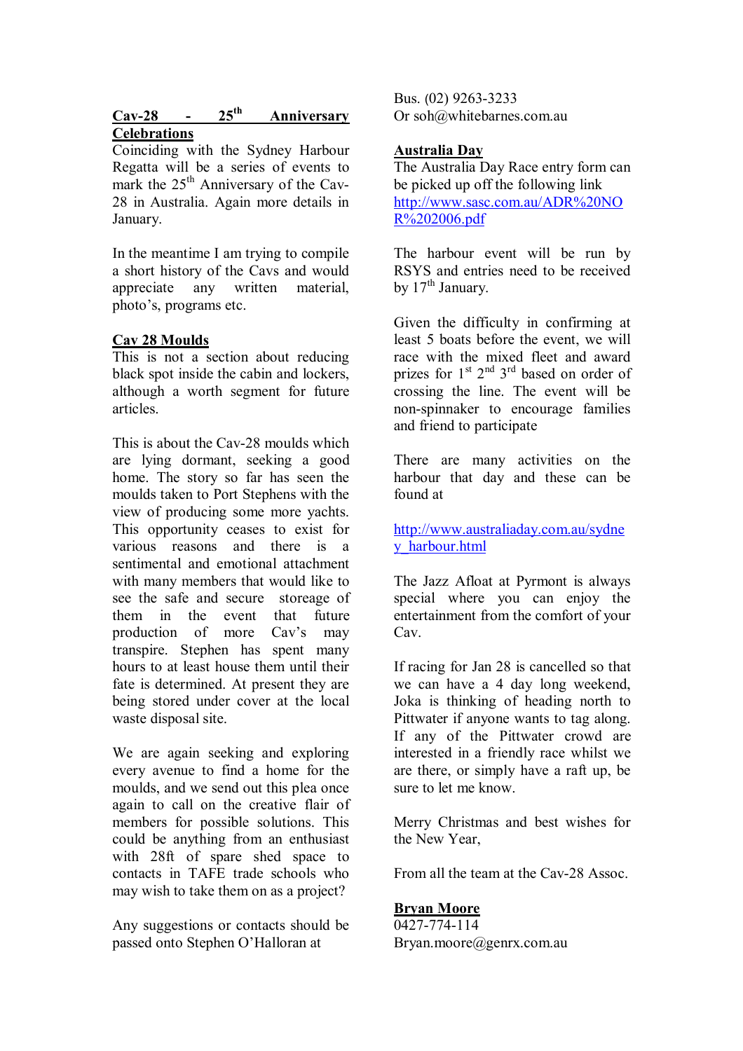## Cav-28 - 25th Anniversary Celebrations

Coinciding with the Sydney Harbour Regatta will be a series of events to mark the 25th Anniversary of the Cav-28 in Australia. Again more details in January.

In the meantime I am trying to compile a short history of the Cavs and would appreciate any written material, photo's, programs etc.

## Cav 28 Moulds

This is not a section about reducing black spot inside the cabin and lockers, although a worth segment for future articles.

This is about the Cav-28 moulds which are lying dormant, seeking a good home. The story so far has seen the moulds taken to Port Stephens with the view of producing some more yachts. This opportunity ceases to exist for various reasons and there is a sentimental and emotional attachment with many members that would like to see the safe and secure storeage of them in the event that future production of more Cav's may transpire. Stephen has spent many hours to at least house them until their fate is determined. At present they are being stored under cover at the local waste disposal site.

We are again seeking and exploring every avenue to find a home for the moulds, and we send out this plea once again to call on the creative flair of members for possible solutions. This could be anything from an enthusiast with 28ft of spare shed space to contacts in TAFE trade schools who may wish to take them on as a project?

Any suggestions or contacts should be passed onto Stephen O'Halloran at Bus. (02) 9263-3233
Or soh@whitebarnes.com.au

## Australia Day

The Australia Day Race entry form can be picked up off the following link
http://www.sasc.com.au/ADR%20NOR%202006.pdf

The harbour event will be run by RSYS and entries need to be received by 17th January.

Given the difficulty in confirming at least 5 boats before the event, we will race with the mixed fleet and award prizes for 1st 2nd 3rd based on order of crossing the line. The event will be non-spinnaker to encourage families and friend to participate

There are many activities on the harbour that day and these can be found at

http://www.australiaday.com.au/sydney_harbour.html

The Jazz Afloat at Pyrmont is always special where you can enjoy the entertainment from the comfort of your Cav.

If racing for Jan 28 is cancelled so that we can have a 4 day long weekend, Joka is thinking of heading north to Pittwater if anyone wants to tag along. If any of the Pittwater crowd are interested in a friendly race whilst we are there, or simply have a raft up, be sure to let me know.

Merry Christmas and best wishes for the New Year,

From all the team at the Cav-28 Assoc.

**Bryan Moore**
0427-774-114
Bryan.moore@genrx.com.au